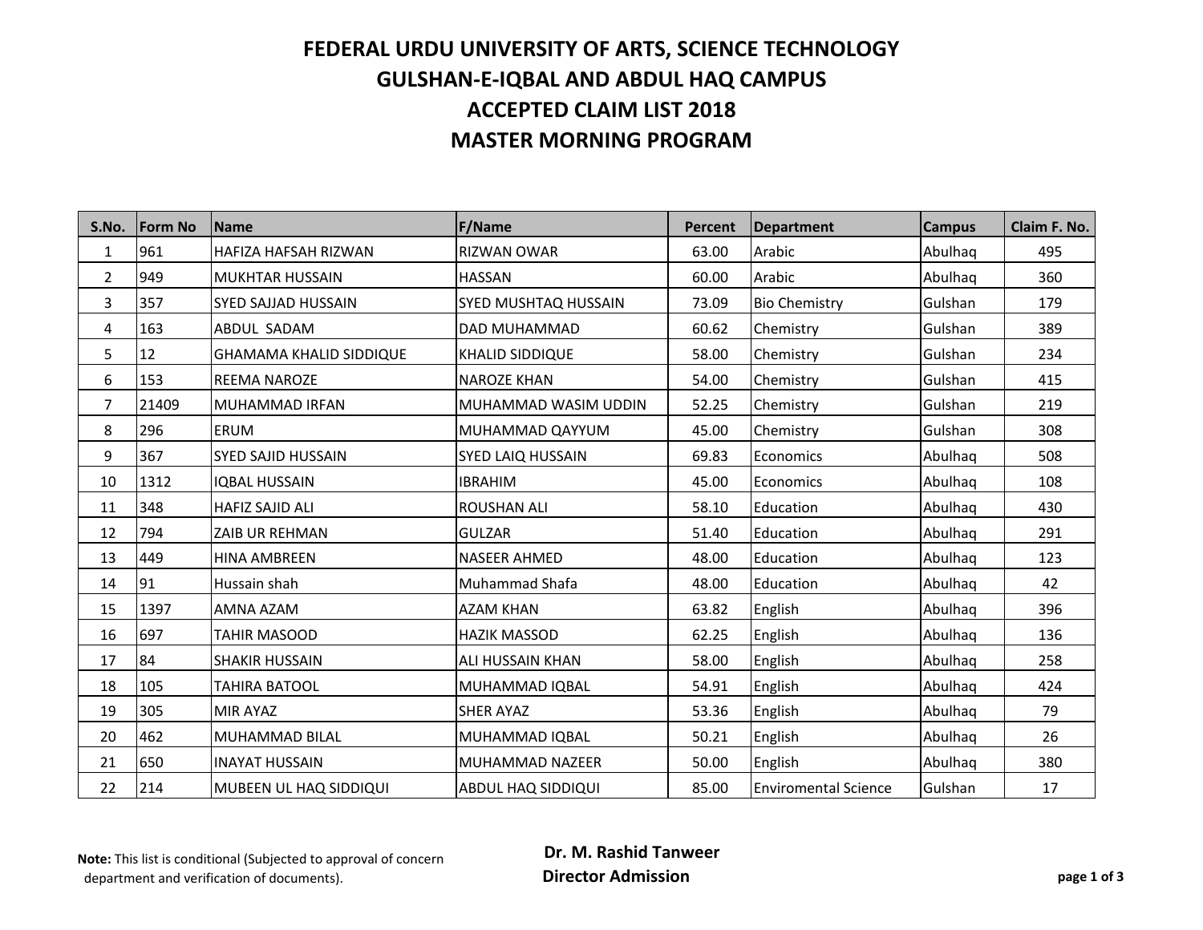# FEDERAL URDU UNIVERSITY OF ARTS, SCIENCE TECHNOLOGY
## GULSHAN-E-IQBAL AND ABDUL HAQ CAMPUS
## ACCEPTED CLAIM LIST 2018
## MASTER MORNING PROGRAM

| S.No. | Form No | Name | F/Name | Percent | Department | Campus | Claim F. No. |
|---|---|---|---|---|---|---|---|
| 1 | 961 | HAFIZA HAFSAH RIZWAN | RIZWAN OWAR | 63.00 | Arabic | Abulhaq | 495 |
| 2 | 949 | MUKHTAR HUSSAIN | HASSAN | 60.00 | Arabic | Abulhaq | 360 |
| 3 | 357 | SYED SAJJAD HUSSAIN | SYED MUSHTAQ HUSSAIN | 73.09 | Bio Chemistry | Gulshan | 179 |
| 4 | 163 | ABDUL SADAM | DAD MUHAMMAD | 60.62 | Chemistry | Gulshan | 389 |
| 5 | 12 | GHAMAMA KHALID SIDDIQUE | KHALID SIDDIQUE | 58.00 | Chemistry | Gulshan | 234 |
| 6 | 153 | REEMA NAROZE | NAROZE KHAN | 54.00 | Chemistry | Gulshan | 415 |
| 7 | 21409 | MUHAMMAD IRFAN | MUHAMMAD WASIM UDDIN | 52.25 | Chemistry | Gulshan | 219 |
| 8 | 296 | ERUM | MUHAMMAD QAYYUM | 45.00 | Chemistry | Gulshan | 308 |
| 9 | 367 | SYED SAJID HUSSAIN | SYED LAIQ HUSSAIN | 69.83 | Economics | Abulhaq | 508 |
| 10 | 1312 | IQBAL HUSSAIN | IBRAHIM | 45.00 | Economics | Abulhaq | 108 |
| 11 | 348 | HAFIZ SAJID ALI | ROUSHAN ALI | 58.10 | Education | Abulhaq | 430 |
| 12 | 794 | ZAIB UR REHMAN | GULZAR | 51.40 | Education | Abulhaq | 291 |
| 13 | 449 | HINA AMBREEN | NASEER AHMED | 48.00 | Education | Abulhaq | 123 |
| 14 | 91 | Hussain shah | Muhammad Shafa | 48.00 | Education | Abulhaq | 42 |
| 15 | 1397 | AMNA AZAM | AZAM KHAN | 63.82 | English | Abulhaq | 396 |
| 16 | 697 | TAHIR MASOOD | HAZIK MASSOD | 62.25 | English | Abulhaq | 136 |
| 17 | 84 | SHAKIR HUSSAIN | ALI HUSSAIN KHAN | 58.00 | English | Abulhaq | 258 |
| 18 | 105 | TAHIRA BATOOL | MUHAMMAD IQBAL | 54.91 | English | Abulhaq | 424 |
| 19 | 305 | MIR AYAZ | SHER AYAZ | 53.36 | English | Abulhaq | 79 |
| 20 | 462 | MUHAMMAD BILAL | MUHAMMAD IQBAL | 50.21 | English | Abulhaq | 26 |
| 21 | 650 | INAYAT HUSSAIN | MUHAMMAD NAZEER | 50.00 | English | Abulhaq | 380 |
| 22 | 214 | MUBEEN UL HAQ SIDDIQUI | ABDUL HAQ SIDDIQUI | 85.00 | Enviromental Science | Gulshan | 17 |

**Note:** This list is conditional (Subjected to approval of concern department and verification of documents).

**Dr. M. Rashid Tanweer**
**Director Admission**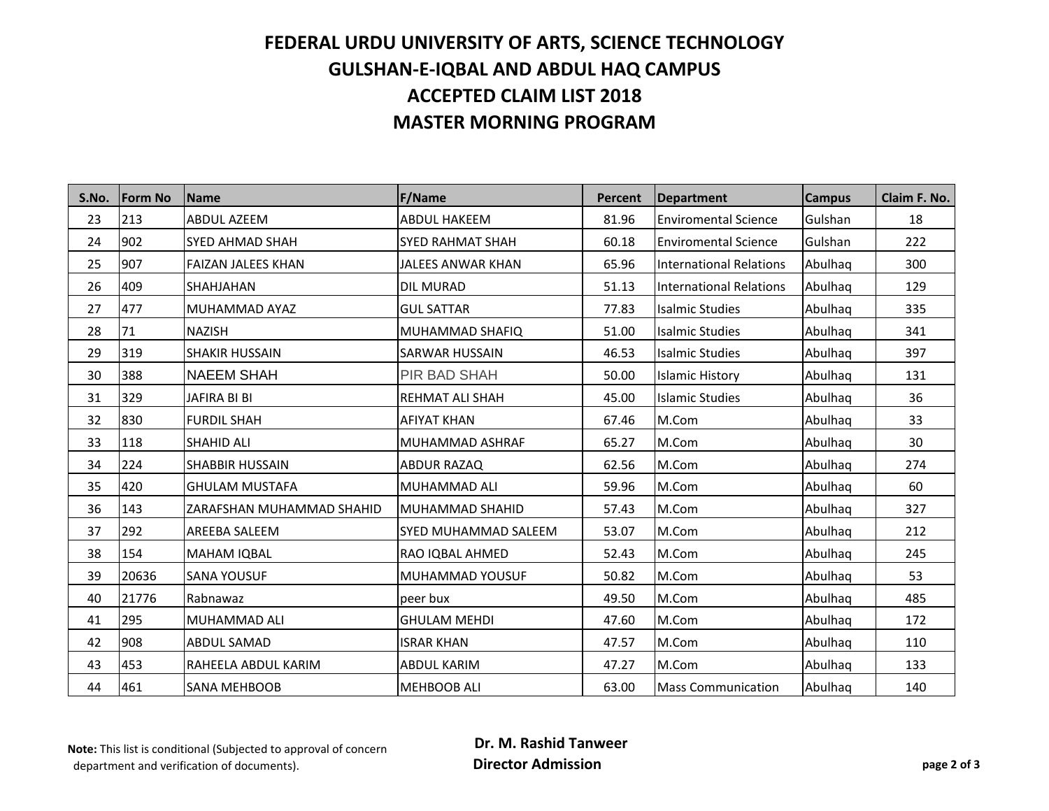# FEDERAL URDU UNIVERSITY OF ARTS, SCIENCE TECHNOLOGY
# GULSHAN-E-IQBAL AND ABDUL HAQ CAMPUS
# ACCEPTED CLAIM LIST 2018
# MASTER MORNING PROGRAM

| S.No. | Form No | Name | F/Name | Percent | Department | Campus | Claim F. No. |
|---|---|---|---|---|---|---|---|
| 23 | 213 | ABDUL AZEEM | ABDUL HAKEEM | 81.96 | Enviromental Science | Gulshan | 18 |
| 24 | 902 | SYED AHMAD SHAH | SYED RAHMAT SHAH | 60.18 | Enviromental Science | Gulshan | 222 |
| 25 | 907 | FAIZAN JALEES KHAN | JALEES ANWAR KHAN | 65.96 | International Relations | Abulhaq | 300 |
| 26 | 409 | SHAHJAHAN | DIL MURAD | 51.13 | International Relations | Abulhaq | 129 |
| 27 | 477 | MUHAMMAD AYAZ | GUL SATTAR | 77.83 | Isalmic Studies | Abulhaq | 335 |
| 28 | 71 | NAZISH | MUHAMMAD SHAFIQ | 51.00 | Isalmic Studies | Abulhaq | 341 |
| 29 | 319 | SHAKIR HUSSAIN | SARWAR HUSSAIN | 46.53 | Isalmic Studies | Abulhaq | 397 |
| 30 | 388 | NAEEM SHAH | PIR BAD SHAH | 50.00 | Islamic History | Abulhaq | 131 |
| 31 | 329 | JAFIRA BI BI | REHMAT ALI SHAH | 45.00 | Islamic Studies | Abulhaq | 36 |
| 32 | 830 | FURDIL SHAH | AFIYAT KHAN | 67.46 | M.Com | Abulhaq | 33 |
| 33 | 118 | SHAHID ALI | MUHAMMAD ASHRAF | 65.27 | M.Com | Abulhaq | 30 |
| 34 | 224 | SHABBIR HUSSAIN | ABDUR RAZAQ | 62.56 | M.Com | Abulhaq | 274 |
| 35 | 420 | GHULAM MUSTAFA | MUHAMMAD ALI | 59.96 | M.Com | Abulhaq | 60 |
| 36 | 143 | ZARAFSHAN MUHAMMAD SHAHID | MUHAMMAD SHAHID | 57.43 | M.Com | Abulhaq | 327 |
| 37 | 292 | AREEBA SALEEM | SYED MUHAMMAD SALEEM | 53.07 | M.Com | Abulhaq | 212 |
| 38 | 154 | MAHAM IQBAL | RAO IQBAL AHMED | 52.43 | M.Com | Abulhaq | 245 |
| 39 | 20636 | SANA YOUSUF | MUHAMMAD YOUSUF | 50.82 | M.Com | Abulhaq | 53 |
| 40 | 21776 | Rabnawaz | peer bux | 49.50 | M.Com | Abulhaq | 485 |
| 41 | 295 | MUHAMMAD ALI | GHULAM MEHDI | 47.60 | M.Com | Abulhaq | 172 |
| 42 | 908 | ABDUL SAMAD | ISRAR KHAN | 47.57 | M.Com | Abulhaq | 110 |
| 43 | 453 | RAHEELA ABDUL KARIM | ABDUL KARIM | 47.27 | M.Com | Abulhaq | 133 |
| 44 | 461 | SANA MEHBOOB | MEHBOOB ALI | 63.00 | Mass Communication | Abulhaq | 140 |

**Note:** This list is conditional (Subjected to approval of concern department and verification of documents).

**Dr. M. Rashid Tanweer**
**Director Admission**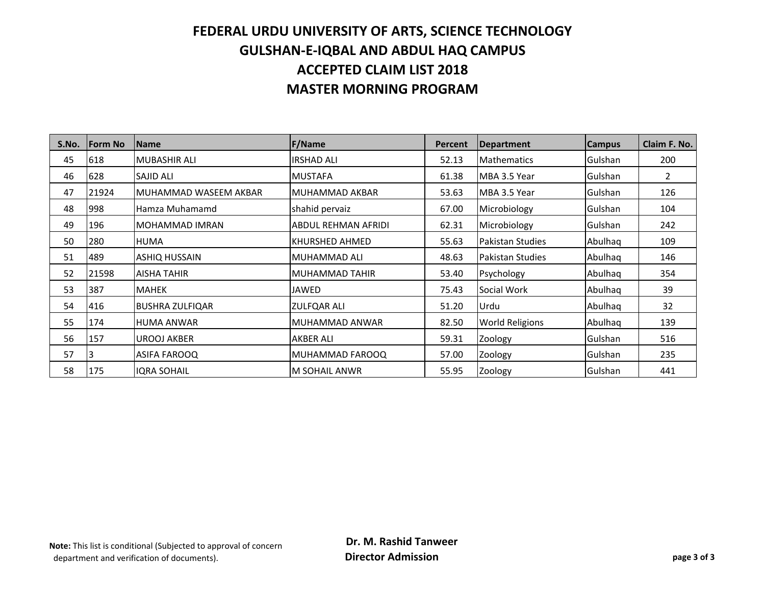# FEDERAL URDU UNIVERSITY OF ARTS, SCIENCE TECHNOLOGY
# GULSHAN-E-IQBAL AND ABDUL HAQ CAMPUS
# ACCEPTED CLAIM LIST 2018
# MASTER MORNING PROGRAM

| S.No. | Form No | Name | F/Name | Percent | Department | Campus | Claim F. No. |
|---|---|---|---|---|---|---|---|
| 45 | 618 | MUBASHIR ALI | IRSHAD ALI | 52.13 | Mathematics | Gulshan | 200 |
| 46 | 628 | SAJID ALI | MUSTAFA | 61.38 | MBA 3.5 Year | Gulshan | 2 |
| 47 | 21924 | MUHAMMAD WASEEM AKBAR | MUHAMMAD AKBAR | 53.63 | MBA 3.5 Year | Gulshan | 126 |
| 48 | 998 | Hamza Muhamamd | shahid pervaiz | 67.00 | Microbiology | Gulshan | 104 |
| 49 | 196 | MOHAMMAD IMRAN | ABDUL REHMAN AFRIDI | 62.31 | Microbiology | Gulshan | 242 |
| 50 | 280 | HUMA | KHURSHED AHMED | 55.63 | Pakistan Studies | Abulhaq | 109 |
| 51 | 489 | ASHIQ HUSSAIN | MUHAMMAD ALI | 48.63 | Pakistan Studies | Abulhaq | 146 |
| 52 | 21598 | AISHA TAHIR | MUHAMMAD TAHIR | 53.40 | Psychology | Abulhaq | 354 |
| 53 | 387 | MAHEK | JAWED | 75.43 | Social Work | Abulhaq | 39 |
| 54 | 416 | BUSHRA ZULFIQAR | ZULFQAR ALI | 51.20 | Urdu | Abulhaq | 32 |
| 55 | 174 | HUMA ANWAR | MUHAMMAD ANWAR | 82.50 | World Religions | Abulhaq | 139 |
| 56 | 157 | UROOJ AKBER | AKBER ALI | 59.31 | Zoology | Gulshan | 516 |
| 57 | 3 | ASIFA FAROOQ | MUHAMMAD FAROOQ | 57.00 | Zoology | Gulshan | 235 |
| 58 | 175 | IQRA SOHAIL | M SOHAIL ANWR | 55.95 | Zoology | Gulshan | 441 |

**Note:** This list is conditional (Subjected to approval of concern department and verification of documents).

**Dr. M. Rashid Tanweer**
**Director Admission**